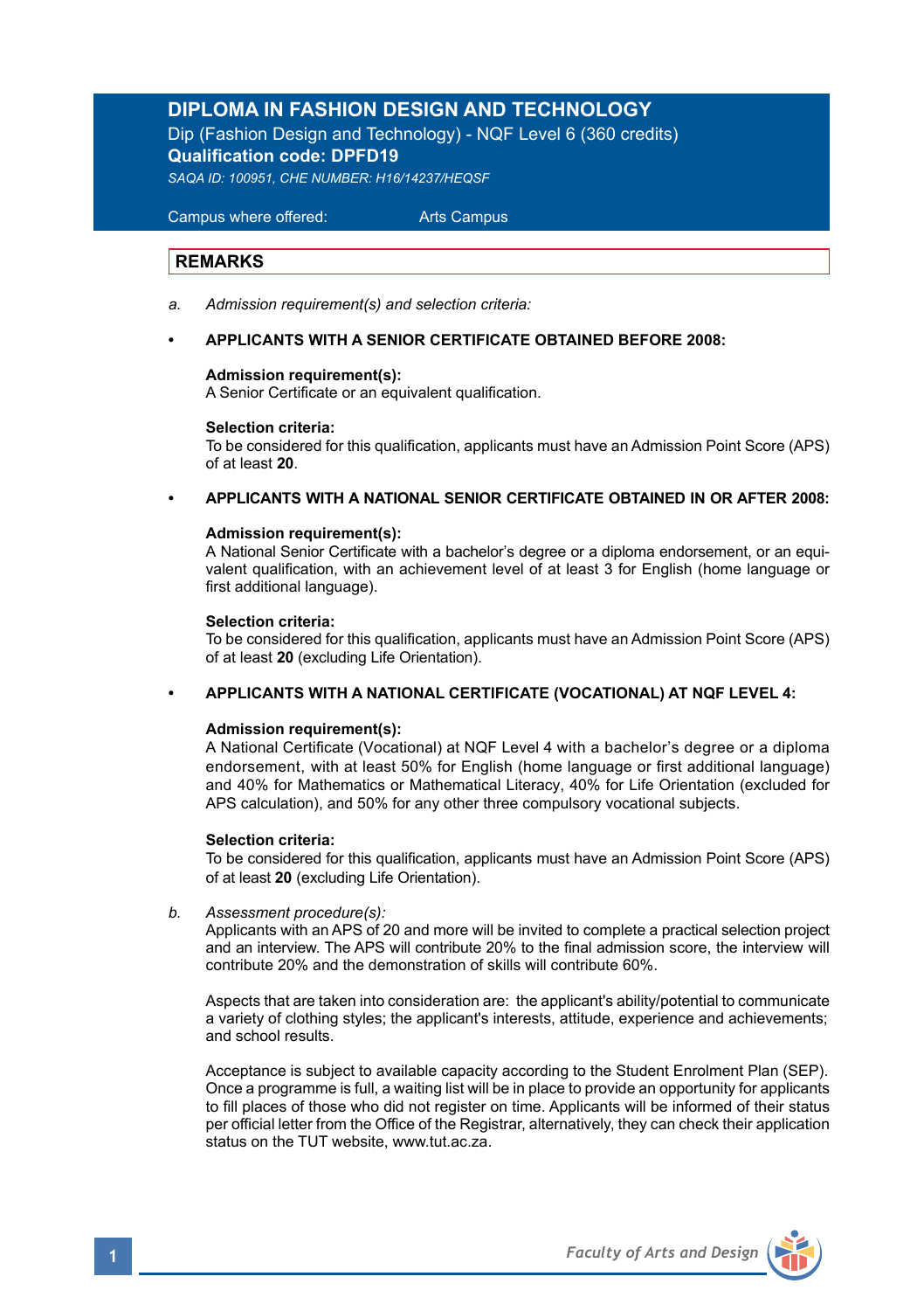# DIPLOMA IN FASHION DESIGN AND TECHNOLOGY

Dip (Fashion Design and Technology) - NQF Level 6 (360 credits)

**Qualification code: DPFD19**

*SAQA ID: 100951, CHE NUMBER: H16/14237/HEQSF*

Campus where offered: Arts Campus

## REMARKS

*a. Admission requirement(s) and selection criteria:*

- **APPLICANTS WITH A SENIOR CERTIFICATE OBTAINED BEFORE 2008:**

  **Admission requirement(s):**
  A Senior Certificate or an equivalent qualification.

  **Selection criteria:**
  To be considered for this qualification, applicants must have an Admission Point Score (APS) of at least **20**.

- **APPLICANTS WITH A NATIONAL SENIOR CERTIFICATE OBTAINED IN OR AFTER 2008:**

  **Admission requirement(s):**
  A National Senior Certificate with a bachelor's degree or a diploma endorsement, or an equivalent qualification, with an achievement level of at least 3 for English (home language or first additional language).

  **Selection criteria:**
  To be considered for this qualification, applicants must have an Admission Point Score (APS) of at least **20** (excluding Life Orientation).

- **APPLICANTS WITH A NATIONAL CERTIFICATE (VOCATIONAL) AT NQF LEVEL 4:**

  **Admission requirement(s):**
  A National Certificate (Vocational) at NQF Level 4 with a bachelor's degree or a diploma endorsement, with at least 50% for English (home language or first additional language) and 40% for Mathematics or Mathematical Literacy, 40% for Life Orientation (excluded for APS calculation), and 50% for any other three compulsory vocational subjects.

  **Selection criteria:**
  To be considered for this qualification, applicants must have an Admission Point Score (APS) of at least **20** (excluding Life Orientation).

*b. Assessment procedure(s):*

Applicants with an APS of 20 and more will be invited to complete a practical selection project and an interview. The APS will contribute 20% to the final admission score, the interview will contribute 20% and the demonstration of skills will contribute 60%.

Aspects that are taken into consideration are: the applicant's ability/potential to communicate a variety of clothing styles; the applicant's interests, attitude, experience and achievements; and school results.

Acceptance is subject to available capacity according to the Student Enrolment Plan (SEP). Once a programme is full, a waiting list will be in place to provide an opportunity for applicants to fill places of those who did not register on time. Applicants will be informed of their status per official letter from the Office of the Registrar, alternatively, they can check their application status on the TUT website, www.tut.ac.za.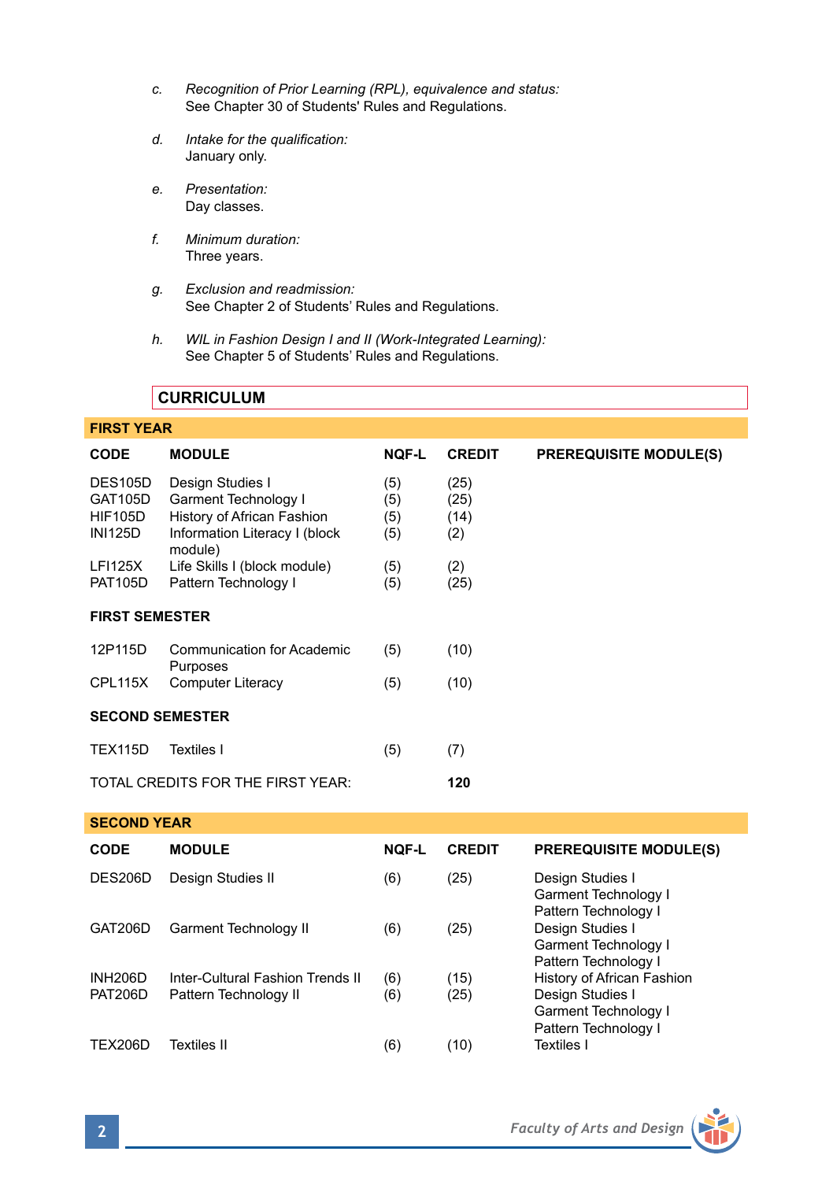c. *Recognition of Prior Learning (RPL), equivalence and status:*
See Chapter 30 of Students' Rules and Regulations.

d. *Intake for the qualification:*
January only.

e. *Presentation:*
Day classes.

f. *Minimum duration:*
Three years.

g. *Exclusion and readmission:*
See Chapter 2 of Students' Rules and Regulations.

h. *WIL in Fashion Design I and II (Work-Integrated Learning):*
See Chapter 5 of Students' Rules and Regulations.

## CURRICULUM

### FIRST YEAR

| CODE | MODULE | NQF-L | CREDIT | PREREQUISITE MODULE(S) |
|---|---|---|---|---|
| DES105D | Design Studies I | (5) | (25) | |
| GAT105D | Garment Technology I | (5) | (25) | |
| HIF105D | History of African Fashion | (5) | (14) | |
| INI125D | Information Literacy I (block module) | (5) | (2) | |
| LFI125X | Life Skills I (block module) | (5) | (2) | |
| PAT105D | Pattern Technology I | (5) | (25) | |
| **FIRST SEMESTER** | | | | |
| 12P115D | Communication for Academic Purposes | (5) | (10) | |
| CPL115X | Computer Literacy | (5) | (10) | |
| **SECOND SEMESTER** | | | | |
| TEX115D | Textiles I | (5) | (7) | |
| TOTAL CREDITS FOR THE FIRST YEAR: | | | **120** | |

### SECOND YEAR

| CODE | MODULE | NQF-L | CREDIT | PREREQUISITE MODULE(S) |
|---|---|---|---|---|
| DES206D | Design Studies II | (6) | (25) | Design Studies I<br>Garment Technology I<br>Pattern Technology I |
| GAT206D | Garment Technology II | (6) | (25) | Design Studies I<br>Garment Technology I<br>Pattern Technology I |
| INH206D | Inter-Cultural Fashion Trends II | (6) | (15) | History of African Fashion |
| PAT206D | Pattern Technology II | (6) | (25) | Design Studies I<br>Garment Technology I<br>Pattern Technology I |
| TEX206D | Textiles II | (6) | (10) | Textiles I |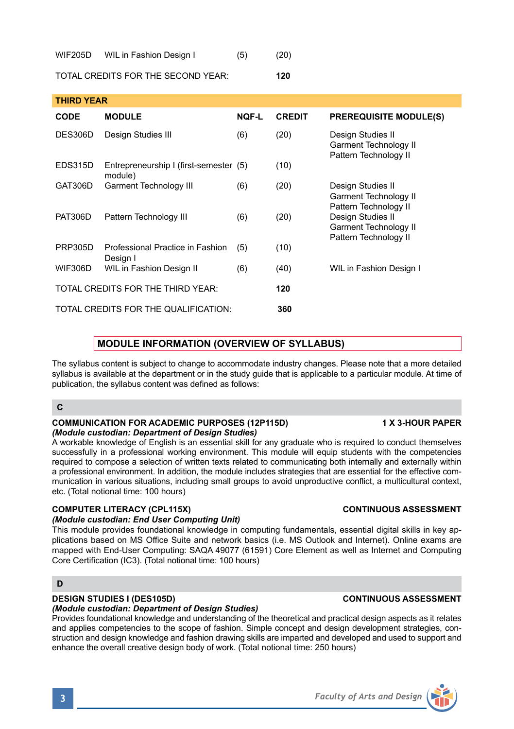| | | | |
|---|---|---|---|
| WIF205D | WIL in Fashion Design I | (5) | (20) |
| TOTAL CREDITS FOR THE SECOND YEAR: | | | **120** |

**THIRD YEAR**

| CODE | MODULE | NQF-L | CREDIT | PREREQUISITE MODULE(S) |
|---|---|---|---|---|
| DES306D | Design Studies III | (6) | (20) | Design Studies II<br>Garment Technology II<br>Pattern Technology II |
| EDS315D | Entrepreneurship I (first-semester module) | (5) | (10) | |
| GAT306D | Garment Technology III | (6) | (20) | Design Studies II<br>Garment Technology II<br>Pattern Technology II |
| PAT306D | Pattern Technology III | (6) | (20) | Design Studies II<br>Garment Technology II<br>Pattern Technology II |
| PRP305D | Professional Practice in Fashion Design I | (5) | (10) | |
| WIF306D | WIL in Fashion Design II | (6) | (40) | WIL in Fashion Design I |
| TOTAL CREDITS FOR THE THIRD YEAR: | | | **120** | |
| TOTAL CREDITS FOR THE QUALIFICATION: | | | **360** | |

## MODULE INFORMATION (OVERVIEW OF SYLLABUS)

The syllabus content is subject to change to accommodate industry changes. Please note that a more detailed syllabus is available at the department or in the study guide that is applicable to a particular module. At time of publication, the syllabus content was defined as follows:

### C

**COMMUNICATION FOR ACADEMIC PURPOSES (12P115D)** **1 X 3-HOUR PAPER**
***(Module custodian: Department of Design Studies)***
A workable knowledge of English is an essential skill for any graduate who is required to conduct themselves successfully in a professional working environment. This module will equip students with the competencies required to compose a selection of written texts related to communicating both internally and externally within a professional environment. In addition, the module includes strategies that are essential for the effective communication in various situations, including small groups to avoid unproductive conflict, a multicultural context, etc. (Total notional time: 100 hours)

**COMPUTER LITERACY (CPL115X)** **CONTINUOUS ASSESSMENT**
***(Module custodian: End User Computing Unit)***
This module provides foundational knowledge in computing fundamentals, essential digital skills in key applications based on MS Office Suite and network basics (i.e. MS Outlook and Internet). Online exams are mapped with End-User Computing: SAQA 49077 (61591) Core Element as well as Internet and Computing Core Certification (IC3). (Total notional time: 100 hours)

### D

**DESIGN STUDIES I (DES105D)** **CONTINUOUS ASSESSMENT**
***(Module custodian: Department of Design Studies)***
Provides foundational knowledge and understanding of the theoretical and practical design aspects as it relates and applies competencies to the scope of fashion. Simple concept and design development strategies, construction and design knowledge and fashion drawing skills are imparted and developed and used to support and enhance the overall creative design body of work. (Total notional time: 250 hours)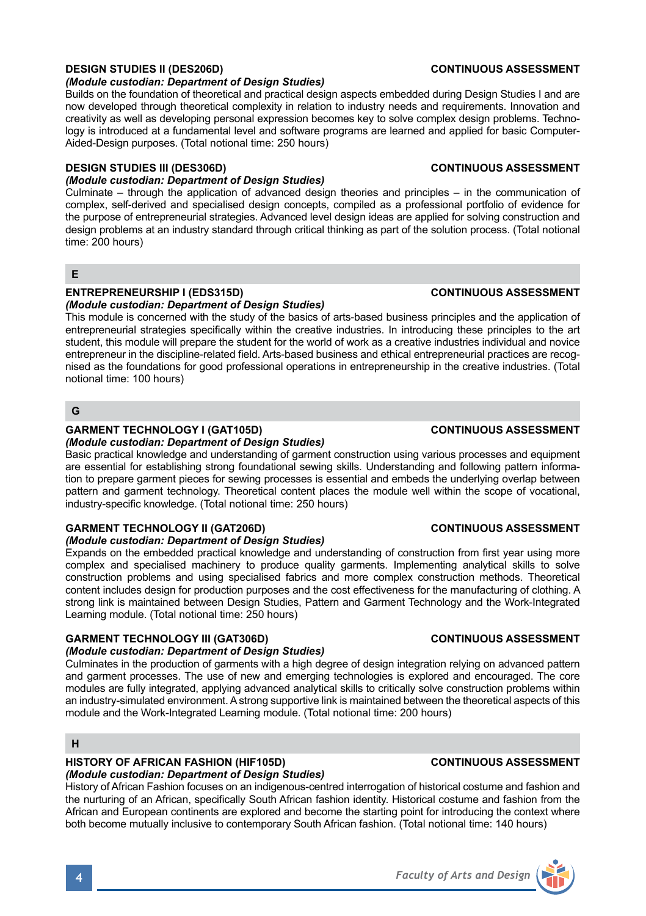**DESIGN STUDIES II (DES206D)** **CONTINUOUS ASSESSMENT**

*(Module custodian: Department of Design Studies)*

Builds on the foundation of theoretical and practical design aspects embedded during Design Studies I and are now developed through theoretical complexity in relation to industry needs and requirements. Innovation and creativity as well as developing personal expression becomes key to solve complex design problems. Technology is introduced at a fundamental level and software programs are learned and applied for basic Computer-Aided-Design purposes. (Total notional time: 250 hours)

**DESIGN STUDIES III (DES306D)** **CONTINUOUS ASSESSMENT**

*(Module custodian: Department of Design Studies)*

Culminate – through the application of advanced design theories and principles – in the communication of complex, self-derived and specialised design concepts, compiled as a professional portfolio of evidence for the purpose of entrepreneurial strategies. Advanced level design ideas are applied for solving construction and design problems at an industry standard through critical thinking as part of the solution process. (Total notional time: 200 hours)

## E

**ENTREPRENEURSHIP I (EDS315D)** **CONTINUOUS ASSESSMENT**

*(Module custodian: Department of Design Studies)*

This module is concerned with the study of the basics of arts-based business principles and the application of entrepreneurial strategies specifically within the creative industries. In introducing these principles to the art student, this module will prepare the student for the world of work as a creative industries individual and novice entrepreneur in the discipline-related field. Arts-based business and ethical entrepreneurial practices are recognised as the foundations for good professional operations in entrepreneurship in the creative industries. (Total notional time: 100 hours)

## G

**GARMENT TECHNOLOGY I (GAT105D)** **CONTINUOUS ASSESSMENT**

*(Module custodian: Department of Design Studies)*

Basic practical knowledge and understanding of garment construction using various processes and equipment are essential for establishing strong foundational sewing skills. Understanding and following pattern information to prepare garment pieces for sewing processes is essential and embeds the underlying overlap between pattern and garment technology. Theoretical content places the module well within the scope of vocational, industry-specific knowledge. (Total notional time: 250 hours)

**GARMENT TECHNOLOGY II (GAT206D)** **CONTINUOUS ASSESSMENT**

*(Module custodian: Department of Design Studies)*

Expands on the embedded practical knowledge and understanding of construction from first year using more complex and specialised machinery to produce quality garments. Implementing analytical skills to solve construction problems and using specialised fabrics and more complex construction methods. Theoretical content includes design for production purposes and the cost effectiveness for the manufacturing of clothing. A strong link is maintained between Design Studies, Pattern and Garment Technology and the Work-Integrated Learning module. (Total notional time: 250 hours)

**GARMENT TECHNOLOGY III (GAT306D)** **CONTINUOUS ASSESSMENT**

*(Module custodian: Department of Design Studies)*

Culminates in the production of garments with a high degree of design integration relying on advanced pattern and garment processes. The use of new and emerging technologies is explored and encouraged. The core modules are fully integrated, applying advanced analytical skills to critically solve construction problems within an industry-simulated environment. A strong supportive link is maintained between the theoretical aspects of this module and the Work-Integrated Learning module. (Total notional time: 200 hours)

## H

**HISTORY OF AFRICAN FASHION (HIF105D)** **CONTINUOUS ASSESSMENT**

*(Module custodian: Department of Design Studies)*

History of African Fashion focuses on an indigenous-centred interrogation of historical costume and fashion and the nurturing of an African, specifically South African fashion identity. Historical costume and fashion from the African and European continents are explored and become the starting point for introducing the context where both become mutually inclusive to contemporary South African fashion. (Total notional time: 140 hours)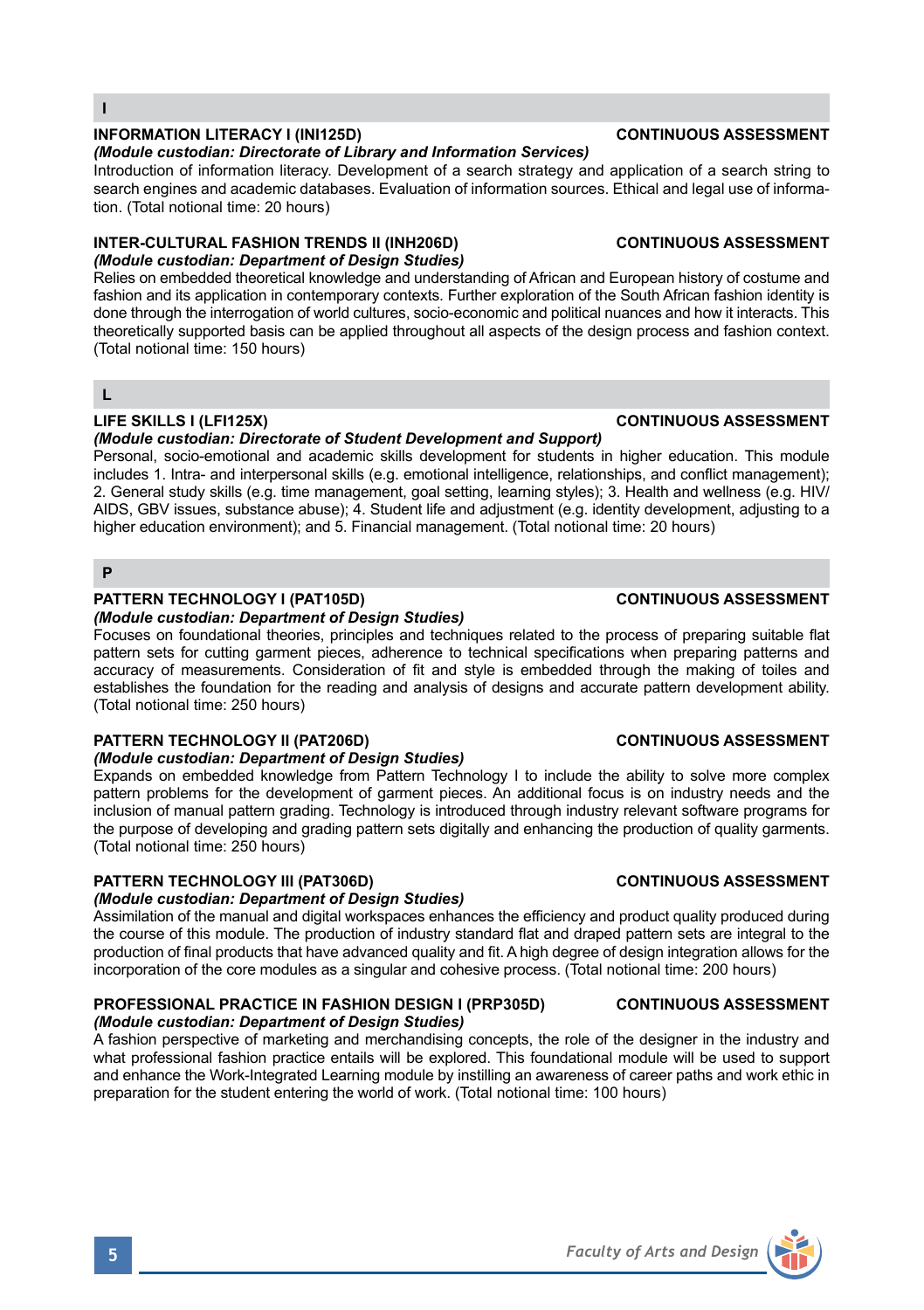## I

**INFORMATION LITERACY I (INI125D)** **CONTINUOUS ASSESSMENT**
***(Module custodian: Directorate of Library and Information Services)***
Introduction of information literacy. Development of a search strategy and application of a search string to search engines and academic databases. Evaluation of information sources. Ethical and legal use of information. (Total notional time: 20 hours)

**INTER-CULTURAL FASHION TRENDS II (INH206D)** **CONTINUOUS ASSESSMENT**
***(Module custodian: Department of Design Studies)***
Relies on embedded theoretical knowledge and understanding of African and European history of costume and fashion and its application in contemporary contexts. Further exploration of the South African fashion identity is done through the interrogation of world cultures, socio-economic and political nuances and how it interacts. This theoretically supported basis can be applied throughout all aspects of the design process and fashion context. (Total notional time: 150 hours)

## L

**LIFE SKILLS I (LFI125X)** **CONTINUOUS ASSESSMENT**
***(Module custodian: Directorate of Student Development and Support)***
Personal, socio-emotional and academic skills development for students in higher education. This module includes 1. Intra- and interpersonal skills (e.g. emotional intelligence, relationships, and conflict management); 2. General study skills (e.g. time management, goal setting, learning styles); 3. Health and wellness (e.g. HIV/AIDS, GBV issues, substance abuse); 4. Student life and adjustment (e.g. identity development, adjusting to a higher education environment); and 5. Financial management. (Total notional time: 20 hours)

## P

**PATTERN TECHNOLOGY I (PAT105D)** **CONTINUOUS ASSESSMENT**
***(Module custodian: Department of Design Studies)***
Focuses on foundational theories, principles and techniques related to the process of preparing suitable flat pattern sets for cutting garment pieces, adherence to technical specifications when preparing patterns and accuracy of measurements. Consideration of fit and style is embedded through the making of toiles and establishes the foundation for the reading and analysis of designs and accurate pattern development ability. (Total notional time: 250 hours)

**PATTERN TECHNOLOGY II (PAT206D)** **CONTINUOUS ASSESSMENT**
***(Module custodian: Department of Design Studies)***
Expands on embedded knowledge from Pattern Technology I to include the ability to solve more complex pattern problems for the development of garment pieces. An additional focus is on industry needs and the inclusion of manual pattern grading. Technology is introduced through industry relevant software programs for the purpose of developing and grading pattern sets digitally and enhancing the production of quality garments. (Total notional time: 250 hours)

**PATTERN TECHNOLOGY III (PAT306D)** **CONTINUOUS ASSESSMENT**
***(Module custodian: Department of Design Studies)***
Assimilation of the manual and digital workspaces enhances the efficiency and product quality produced during the course of this module. The production of industry standard flat and draped pattern sets are integral to the production of final products that have advanced quality and fit. A high degree of design integration allows for the incorporation of the core modules as a singular and cohesive process. (Total notional time: 200 hours)

**PROFESSIONAL PRACTICE IN FASHION DESIGN I (PRP305D)** **CONTINUOUS ASSESSMENT**
***(Module custodian: Department of Design Studies)***
A fashion perspective of marketing and merchandising concepts, the role of the designer in the industry and what professional fashion practice entails will be explored. This foundational module will be used to support and enhance the Work-Integrated Learning module by instilling an awareness of career paths and work ethic in preparation for the student entering the world of work. (Total notional time: 100 hours)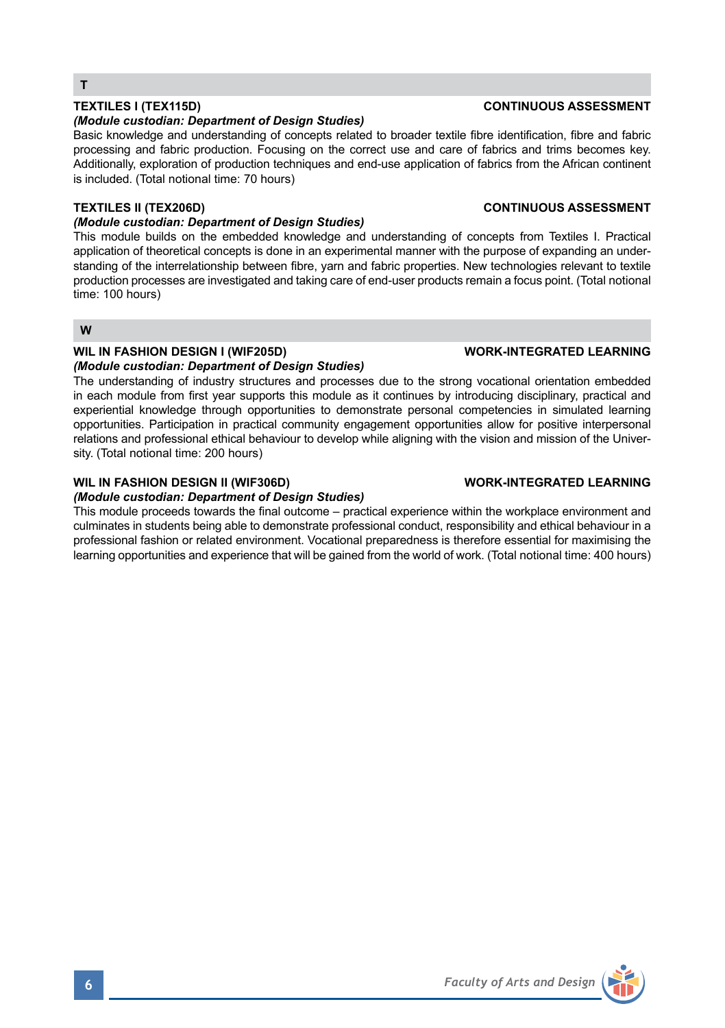## T

**TEXTILES I (TEX115D)** **CONTINUOUS ASSESSMENT**

***(Module custodian: Department of Design Studies)***

Basic knowledge and understanding of concepts related to broader textile fibre identification, fibre and fabric processing and fabric production. Focusing on the correct use and care of fabrics and trims becomes key. Additionally, exploration of production techniques and end-use application of fabrics from the African continent is included. (Total notional time: 70 hours)

**TEXTILES II (TEX206D)** **CONTINUOUS ASSESSMENT**

***(Module custodian: Department of Design Studies)***

This module builds on the embedded knowledge and understanding of concepts from Textiles I. Practical application of theoretical concepts is done in an experimental manner with the purpose of expanding an understanding of the interrelationship between fibre, yarn and fabric properties. New technologies relevant to textile production processes are investigated and taking care of end-user products remain a focus point. (Total notional time: 100 hours)

## W

**WIL IN FASHION DESIGN I (WIF205D)** **WORK-INTEGRATED LEARNING**

***(Module custodian: Department of Design Studies)***

The understanding of industry structures and processes due to the strong vocational orientation embedded in each module from first year supports this module as it continues by introducing disciplinary, practical and experiential knowledge through opportunities to demonstrate personal competencies in simulated learning opportunities. Participation in practical community engagement opportunities allow for positive interpersonal relations and professional ethical behaviour to develop while aligning with the vision and mission of the University. (Total notional time: 200 hours)

**WIL IN FASHION DESIGN II (WIF306D)** **WORK-INTEGRATED LEARNING**

***(Module custodian: Department of Design Studies)***

This module proceeds towards the final outcome – practical experience within the workplace environment and culminates in students being able to demonstrate professional conduct, responsibility and ethical behaviour in a professional fashion or related environment. Vocational preparedness is therefore essential for maximising the learning opportunities and experience that will be gained from the world of work. (Total notional time: 400 hours)